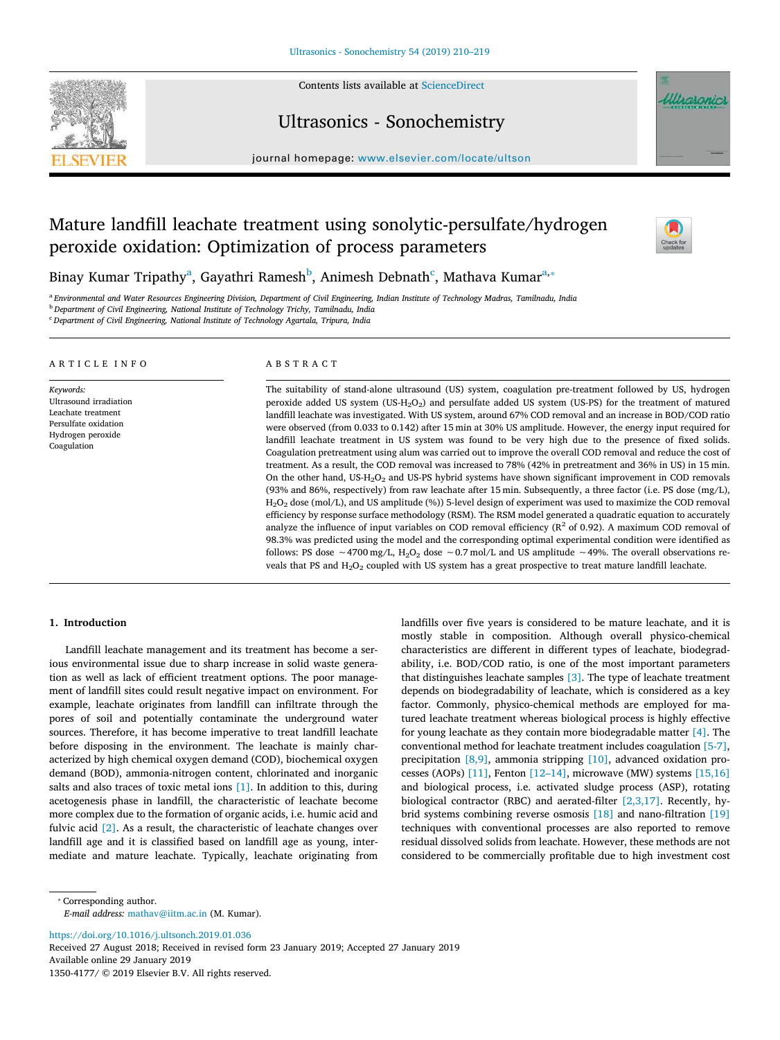# Mature landfill leachate treatment using sonolytic-persulfate/hydrogen peroxide oxidation: Optimization of process parameters

Binay Kumar Tripathy[a], Gayathri Ramesh[b], Animesh Debnath[c], Mathava Kumar[a,*]

[a] Environmental and Water Resources Engineering Division, Department of Civil Engineering, Indian Institute of Technology Madras, Tamilnadu, India
[b] Department of Civil Engineering, National Institute of Technology Trichy, Tamilnadu, India
[c] Department of Civil Engineering, National Institute of Technology Agartala, Tripura, India

## ARTICLE INFO

*Keywords:*
Ultrasound irradiation
Leachate treatment
Persulfate oxidation
Hydrogen peroxide
Coagulation

## ABSTRACT

The suitability of stand-alone ultrasound (US) system, coagulation pre-treatment followed by US, hydrogen peroxide added US system (US-$H_2O_2$) and persulfate added US system (US-PS) for the treatment of matured landfill leachate was investigated. With US system, around 67% COD removal and an increase in BOD/COD ratio were observed (from 0.033 to 0.142) after 15 min at 30% US amplitude. However, the energy input required for landfill leachate treatment in US system was found to be very high due to the presence of fixed solids. Coagulation pretreatment using alum was carried out to improve the overall COD removal and reduce the cost of treatment. As a result, the COD removal was increased to 78% (42% in pretreatment and 36% in US) in 15 min. On the other hand, US-$H_2O_2$ and US-PS hybrid systems have shown significant improvement in COD removals (93% and 86%, respectively) from raw leachate after 15 min. Subsequently, a three factor (i.e. PS dose (mg/L), $H_2O_2$ dose (mol/L), and US amplitude (%)) 5-level design of experiment was used to maximize the COD removal efficiency by response surface methodology (RSM). The RSM model generated a quadratic equation to accurately analyze the influence of input variables on COD removal efficiency ($R^2$ of 0.92). A maximum COD removal of 98.3% was predicted using the model and the corresponding optimal experimental condition were identified as follows: PS dose ~4700 mg/L, $H_2O_2$ dose ~0.7 mol/L and US amplitude ~49%. The overall observations reveals that PS and $H_2O_2$ coupled with US system has a great prospective to treat mature landfill leachate.

## 1. Introduction

Landfill leachate management and its treatment has become a serious environmental issue due to sharp increase in solid waste generation as well as lack of efficient treatment options. The poor management of landfill sites could result negative impact on environment. For example, leachate originates from landfill can infiltrate through the pores of soil and potentially contaminate the underground water sources. Therefore, it has become imperative to treat landfill leachate before disposing in the environment. The leachate is mainly characterized by high chemical oxygen demand (COD), biochemical oxygen demand (BOD), ammonia-nitrogen content, chlorinated and inorganic salts and also traces of toxic metal ions [1]. In addition to this, during acetogenesis phase in landfill, the characteristic of leachate become more complex due to the formation of organic acids, i.e. humic acid and fulvic acid [2]. As a result, the characteristic of leachate changes over landfill age and it is classified based on landfill age as young, intermediate and mature leachate. Typically, leachate originating from landfills over five years is considered to be mature leachate, and it is mostly stable in composition. Although overall physico-chemical characteristics are different in different types of leachate, biodegradability, i.e. BOD/COD ratio, is one of the most important parameters that distinguishes leachate samples [3]. The type of leachate treatment depends on biodegradability of leachate, which is considered as a key factor. Commonly, physico-chemical methods are employed for matured leachate treatment whereas biological process is highly effective for young leachate as they contain more biodegradable matter [4]. The conventional method for leachate treatment includes coagulation [5-7], precipitation [8,9], ammonia stripping [10], advanced oxidation processes (AOPs) [11], Fenton [12–14], microwave (MW) systems [15,16] and biological process, i.e. activated sludge process (ASP), rotating biological contractor (RBC) and aerated-filter [2,3,17]. Recently, hybrid systems combining reverse osmosis [18] and nano-filtration [19] techniques with conventional processes are also reported to remove residual dissolved solids from leachate. However, these methods are not considered to be commercially profitable due to high investment cost

* Corresponding author.
*E-mail address:* mathav@iitm.ac.in (M. Kumar).

https://doi.org/10.1016/j.ultsonch.2019.01.036
Received 27 August 2018; Received in revised form 23 January 2019; Accepted 27 January 2019
Available online 29 January 2019
1350-4177/ © 2019 Elsevier B.V. All rights reserved.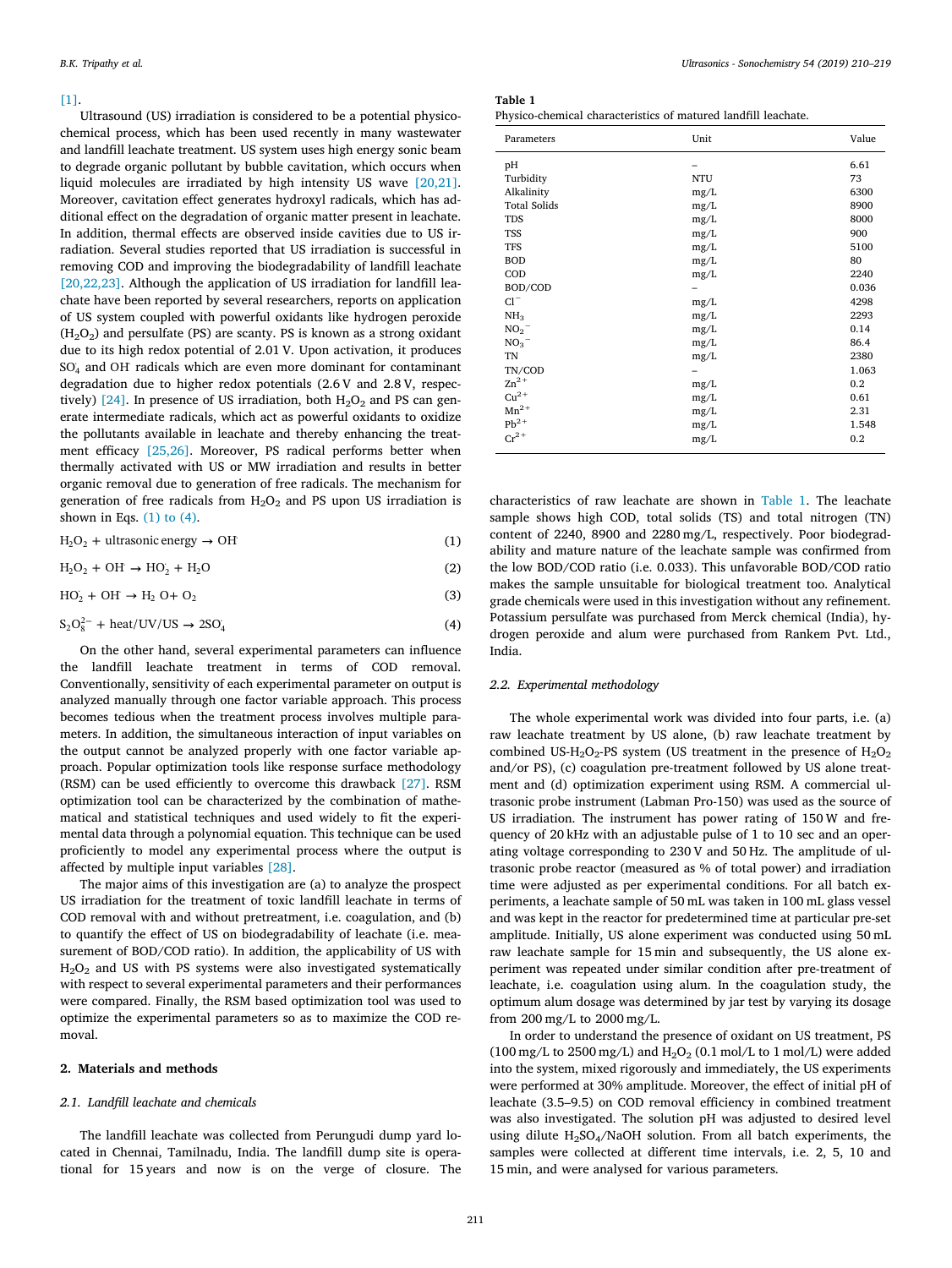[1].

Ultrasound (US) irradiation is considered to be a potential physico-chemical process, which has been used recently in many wastewater and landfill leachate treatment. US system uses high energy sonic beam to degrade organic pollutant by bubble cavitation, which occurs when liquid molecules are irradiated by high intensity US wave [20,21]. Moreover, cavitation effect generates hydroxyl radicals, which has additional effect on the degradation of organic matter present in leachate. In addition, thermal effects are observed inside cavities due to US irradiation. Several studies reported that US irradiation is successful in removing COD and improving the biodegradability of landfill leachate [20,22,23]. Although the application of US irradiation for landfill leachate have been reported by several researchers, reports on application of US system coupled with powerful oxidants like hydrogen peroxide ($H_2O_2$) and persulfate (PS) are scanty. PS is known as a strong oxidant due to its high redox potential of 2.01 V. Upon activation, it produces $SO_4^{\cdot}$ and $OH^{\cdot}$ radicals which are even more dominant for contaminant degradation due to higher redox potentials (2.6 V and 2.8 V, respectively) [24]. In presence of US irradiation, both $H_2O_2$ and PS can generate intermediate radicals, which act as powerful oxidants to oxidize the pollutants available in leachate and thereby enhancing the treatment efficacy [25,26]. Moreover, PS radical performs better when thermally activated with US or MW irradiation and results in better organic removal due to generation of free radicals. The mechanism for generation of free radicals from $H_2O_2$ and PS upon US irradiation is shown in Eqs. (1) to (4).

$$H_2O_2 + \text{ultrasonic energy} \rightarrow OH^{\cdot} \tag{1}$$

$$H_2O_2 + OH^{\cdot} \rightarrow HO_2 + H_2O \tag{2}$$

$$HO_2 + OH^{\cdot} \rightarrow H_2O + O_2 \tag{3}$$

$$S_2O_8^{2-} + \text{heat/UV/US} \rightarrow 2SO_4^{\cdot} \tag{4}$$

On the other hand, several experimental parameters can influence the landfill leachate treatment in terms of COD removal. Conventionally, sensitivity of each experimental parameter on output is analyzed manually through one factor variable approach. This process becomes tedious when the treatment process involves multiple parameters. In addition, the simultaneous interaction of input variables on the output cannot be analyzed properly with one factor variable approach. Popular optimization tools like response surface methodology (RSM) can be used efficiently to overcome this drawback [27]. RSM optimization tool can be characterized by the combination of mathematical and statistical techniques and used widely to fit the experimental data through a polynomial equation. This technique can be used proficiently to model any experimental process where the output is affected by multiple input variables [28].

The major aims of this investigation are (a) to analyze the prospect US irradiation for the treatment of toxic landfill leachate in terms of COD removal with and without pretreatment, i.e. coagulation, and (b) to quantify the effect of US on biodegradability of leachate (i.e. measurement of BOD/COD ratio). In addition, the applicability of US with $H_2O_2$ and US with PS systems were also investigated systematically with respect to several experimental parameters and their performances were compared. Finally, the RSM based optimization tool was used to optimize the experimental parameters so as to maximize the COD removal.

## 2. Materials and methods

### 2.1. Landfill leachate and chemicals

The landfill leachate was collected from Perungudi dump yard located in Chennai, Tamilnadu, India. The landfill dump site is operational for 15 years and now is on the verge of closure. The characteristics of raw leachate are shown in Table 1. The leachate sample shows high COD, total solids (TS) and total nitrogen (TN) content of 2240, 8900 and 2280 mg/L, respectively. Poor biodegradability and mature nature of the leachate sample was confirmed from the low BOD/COD ratio (i.e. 0.033). This unfavorable BOD/COD ratio makes the sample unsuitable for biological treatment too. Analytical grade chemicals were used in this investigation without any refinement. Potassium persulfate was purchased from Merck chemical (India), hydrogen peroxide and alum were purchased from Rankem Pvt. Ltd., India.

**Table 1**
Physico-chemical characteristics of matured landfill leachate.

| Parameters | Unit | Value |
|---|---|---|
| pH | – | 6.61 |
| Turbidity | NTU | 73 |
| Alkalinity | mg/L | 6300 |
| Total Solids | mg/L | 8900 |
| TDS | mg/L | 8000 |
| TSS | mg/L | 900 |
| TFS | mg/L | 5100 |
| BOD | mg/L | 80 |
| COD | mg/L | 2240 |
| BOD/COD | – | 0.036 |
| $Cl^-$ | mg/L | 4298 |
| $NH_3$ | mg/L | 2293 |
| $NO_2^-$ | mg/L | 0.14 |
| $NO_3^-$ | mg/L | 86.4 |
| TN | mg/L | 2380 |
| TN/COD | – | 1.063 |
| $Zn^{2+}$ | mg/L | 0.2 |
| $Cu^{2+}$ | mg/L | 0.61 |
| $Mn^{2+}$ | mg/L | 2.31 |
| $Pb^{2+}$ | mg/L | 1.548 |
| $Cr^{2+}$ | mg/L | 0.2 |

### 2.2. Experimental methodology

The whole experimental work was divided into four parts, i.e. (a) raw leachate treatment by US alone, (b) raw leachate treatment by combined US-$H_2O_2$-PS system (US treatment in the presence of $H_2O_2$ and/or PS), (c) coagulation pre-treatment followed by US alone treatment and (d) optimization experiment using RSM. A commercial ultrasonic probe instrument (Labman Pro-150) was used as the source of US irradiation. The instrument has power rating of 150 W and frequency of 20 kHz with an adjustable pulse of 1 to 10 sec and an operating voltage corresponding to 230 V and 50 Hz. The amplitude of ultrasonic probe reactor (measured as % of total power) and irradiation time were adjusted as per experimental conditions. For all batch experiments, a leachate sample of 50 mL was taken in 100 mL glass vessel and was kept in the reactor for predetermined time at particular pre-set amplitude. Initially, US alone experiment was conducted using 50 mL raw leachate sample for 15 min and subsequently, the US alone experiment was repeated under similar condition after pre-treatment of leachate, i.e. coagulation using alum. In the coagulation study, the optimum alum dosage was determined by jar test by varying its dosage from 200 mg/L to 2000 mg/L.

In order to understand the presence of oxidant on US treatment, PS (100 mg/L to 2500 mg/L) and $H_2O_2$ (0.1 mol/L to 1 mol/L) were added into the system, mixed rigorously and immediately, the US experiments were performed at 30% amplitude. Moreover, the effect of initial pH of leachate (3.5–9.5) on COD removal efficiency in combined treatment was also investigated. The solution pH was adjusted to desired level using dilute $H_2SO_4$/NaOH solution. From all batch experiments, the samples were collected at different time intervals, i.e. 2, 5, 10 and 15 min, and were analysed for various parameters.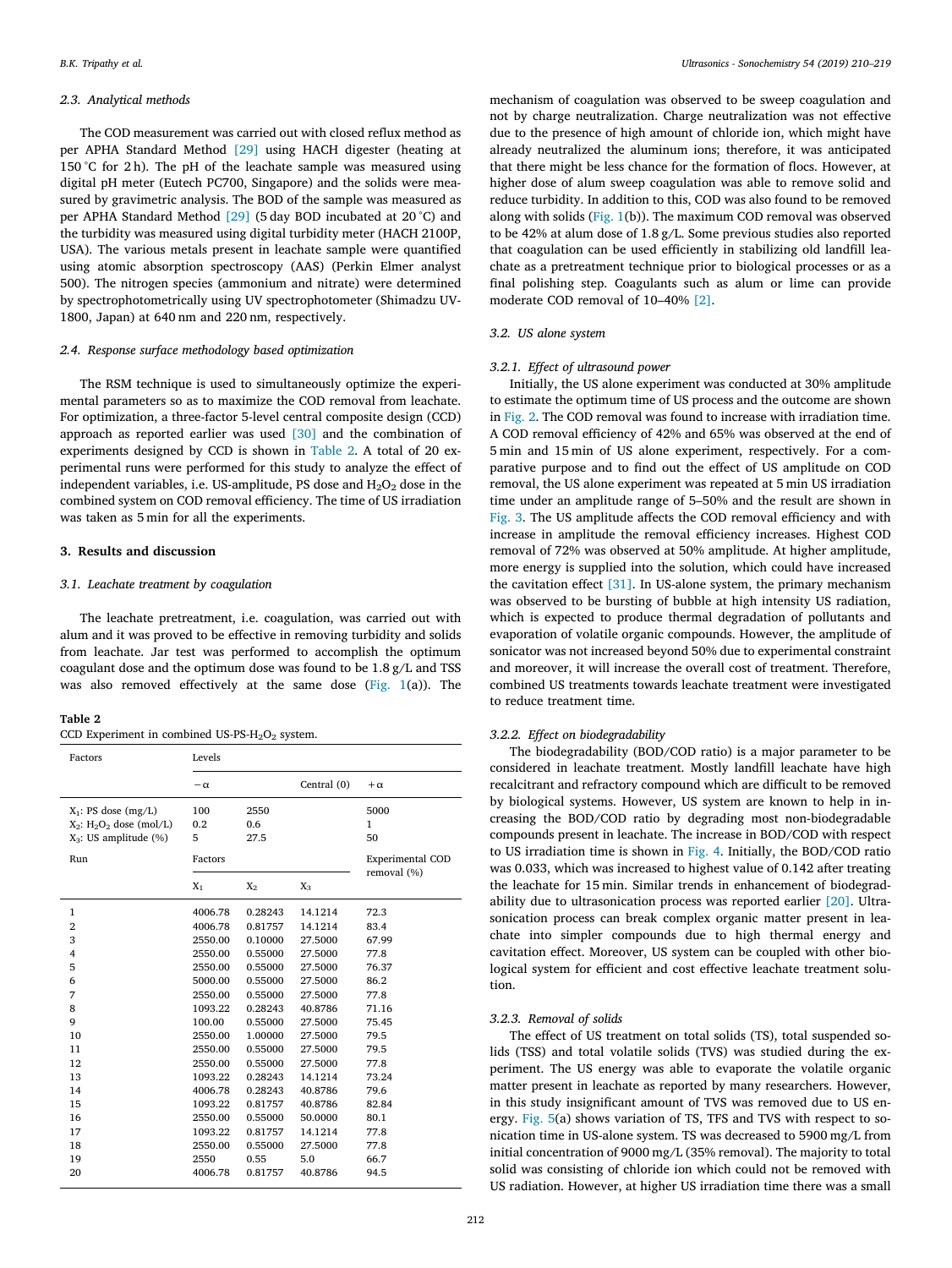### 2.3. Analytical methods

The COD measurement was carried out with closed reflux method as per APHA Standard Method [29] using HACH digester (heating at 150 °C for 2 h). The pH of the leachate sample was measured using digital pH meter (Eutech PC700, Singapore) and the solids were measured by gravimetric analysis. The BOD of the sample was measured as per APHA Standard Method [29] (5 day BOD incubated at 20 °C) and the turbidity was measured using digital turbidity meter (HACH 2100P, USA). The various metals present in leachate sample were quantified using atomic absorption spectroscopy (AAS) (Perkin Elmer analyst 500). The nitrogen species (ammonium and nitrate) were determined by spectrophotometrically using UV spectrophotometer (Shimadzu UV-1800, Japan) at 640 nm and 220 nm, respectively.

### 2.4. Response surface methodology based optimization

The RSM technique is used to simultaneously optimize the experimental parameters so as to maximize the COD removal from leachate. For optimization, a three-factor 5-level central composite design (CCD) approach as reported earlier was used [30] and the combination of experiments designed by CCD is shown in Table 2. A total of 20 experimental runs were performed for this study to analyze the effect of independent variables, i.e. US-amplitude, PS dose and $H_2O_2$ dose in the combined system on COD removal efficiency. The time of US irradiation was taken as 5 min for all the experiments.

## 3. Results and discussion

### 3.1. Leachate treatment by coagulation

The leachate pretreatment, i.e. coagulation, was carried out with alum and it was proved to be effective in removing turbidity and solids from leachate. Jar test was performed to accomplish the optimum coagulant dose and the optimum dose was found to be 1.8 g/L and TSS was also removed effectively at the same dose (Fig. 1(a)). The mechanism of coagulation was observed to be sweep coagulation and not by charge neutralization. Charge neutralization was not effective due to the presence of high amount of chloride ion, which might have already neutralized the aluminum ions; therefore, it was anticipated that there might be less chance for the formation of flocs. However, at higher dose of alum sweep coagulation was able to remove solid and reduce turbidity. In addition to this, COD was also found to be removed along with solids (Fig. 1(b)). The maximum COD removal was observed to be 42% at alum dose of 1.8 g/L. Some previous studies also reported that coagulation can be used efficiently in stabilizing old landfill leachate as a pretreatment technique prior to biological processes or as a final polishing step. Coagulants such as alum or lime can provide moderate COD removal of 10–40% [2].

**Table 2**
CCD Experiment in combined US-PS-$H_2O_2$ system.

| Factors | Levels | | | |
|---|---|---|---|---|
| | $-\alpha$ | | Central (0) | $+\alpha$ |
| $X_1$: PS dose (mg/L) | 100 | 2550 | | 5000 |
| $X_2$: $H_2O_2$ dose (mol/L) | 0.2 | 0.6 | | 1 |
| $X_3$: US amplitude (%) | 5 | 27.5 | | 50 |
| Run | Factors | | | Experimental COD removal (%) |
| | $X_1$ | $X_2$ | $X_3$ | |
| 1 | 4006.78 | 0.28243 | 14.1214 | 72.3 |
| 2 | 4006.78 | 0.81757 | 14.1214 | 83.4 |
| 3 | 2550.00 | 0.10000 | 27.5000 | 67.99 |
| 4 | 2550.00 | 0.55000 | 27.5000 | 77.8 |
| 5 | 2550.00 | 0.55000 | 27.5000 | 76.37 |
| 6 | 5000.00 | 0.55000 | 27.5000 | 86.2 |
| 7 | 2550.00 | 0.55000 | 27.5000 | 77.8 |
| 8 | 1093.22 | 0.28243 | 40.8786 | 71.16 |
| 9 | 100.00 | 0.55000 | 27.5000 | 75.45 |
| 10 | 2550.00 | 1.00000 | 27.5000 | 79.5 |
| 11 | 2550.00 | 0.55000 | 27.5000 | 79.5 |
| 12 | 2550.00 | 0.55000 | 27.5000 | 77.8 |
| 13 | 1093.22 | 0.28243 | 14.1214 | 73.24 |
| 14 | 4006.78 | 0.28243 | 40.8786 | 79.6 |
| 15 | 1093.22 | 0.81757 | 40.8786 | 82.84 |
| 16 | 2550.00 | 0.55000 | 50.0000 | 80.1 |
| 17 | 1093.22 | 0.81757 | 14.1214 | 77.8 |
| 18 | 2550.00 | 0.55000 | 27.5000 | 77.8 |
| 19 | 2550 | 0.55 | 5.0 | 66.7 |
| 20 | 4006.78 | 0.81757 | 40.8786 | 94.5 |

### 3.2. US alone system

#### 3.2.1. Effect of ultrasound power

Initially, the US alone experiment was conducted at 30% amplitude to estimate the optimum time of US process and the outcome are shown in Fig. 2. The COD removal was found to increase with irradiation time. A COD removal efficiency of 42% and 65% was observed at the end of 5 min and 15 min of US alone experiment, respectively. For a comparative purpose and to find out the effect of US amplitude on COD removal, the US alone experiment was repeated at 5 min US irradiation time under an amplitude range of 5–50% and the result are shown in Fig. 3. The US amplitude affects the COD removal efficiency and with increase in amplitude the removal efficiency increases. Highest COD removal of 72% was observed at 50% amplitude. At higher amplitude, more energy is supplied into the solution, which could have increased the cavitation effect [31]. In US-alone system, the primary mechanism was observed to be bursting of bubble at high intensity US radiation, which is expected to produce thermal degradation of pollutants and evaporation of volatile organic compounds. However, the amplitude of sonicator was not increased beyond 50% due to experimental constraint and moreover, it will increase the overall cost of treatment. Therefore, combined US treatments towards leachate treatment were investigated to reduce treatment time.

#### 3.2.2. Effect on biodegradability

The biodegradability (BOD/COD ratio) is a major parameter to be considered in leachate treatment. Mostly landfill leachate have high recalcitrant and refractory compound which are difficult to be removed by biological systems. However, US system are known to help in increasing the BOD/COD ratio by degrading most non-biodegradable compounds present in leachate. The increase in BOD/COD with respect to US irradiation time is shown in Fig. 4. Initially, the BOD/COD ratio was 0.033, which was increased to highest value of 0.142 after treating the leachate for 15 min. Similar trends in enhancement of biodegradability due to ultrasonication process was reported earlier [20]. Ultrasonication process can break complex organic matter present in leachate into simpler compounds due to high thermal energy and cavitation effect. Moreover, US system can be coupled with other biological system for efficient and cost effective leachate treatment solution.

#### 3.2.3. Removal of solids

The effect of US treatment on total solids (TS), total suspended solids (TSS) and total volatile solids (TVS) was studied during the experiment. The US energy was able to evaporate the volatile organic matter present in leachate as reported by many researchers. However, in this study insignificant amount of TVS was removed due to US energy. Fig. 5(a) shows variation of TS, TFS and TVS with respect to sonication time in US-alone system. TS was decreased to 5900 mg/L from initial concentration of 9000 mg/L (35% removal). The majority to total solid was consisting of chloride ion which could not be removed with US radiation. However, at higher US irradiation time there was a small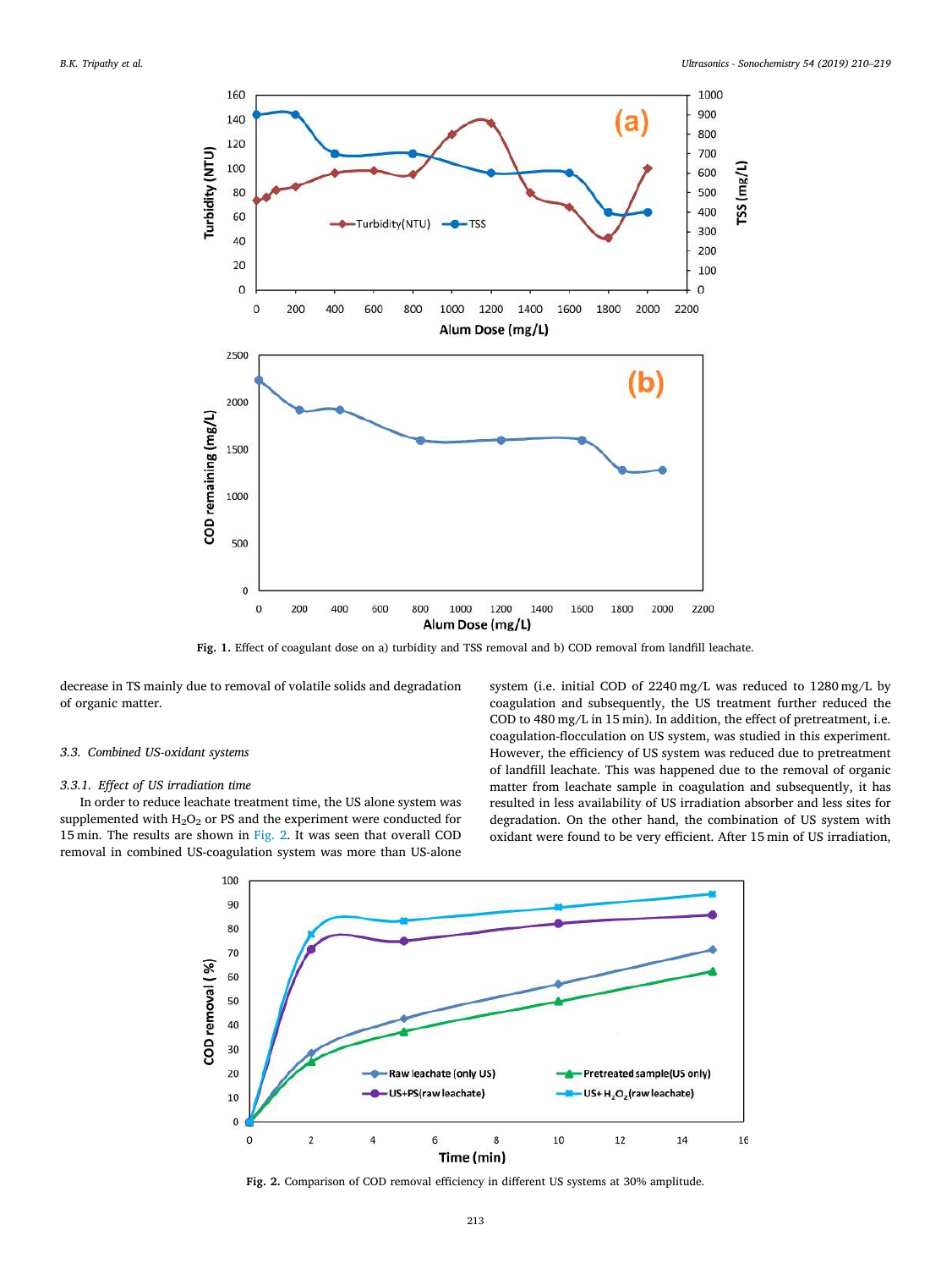Fig. 1. Effect of coagulant dose on a) turbidity and TSS removal and b) COD removal from landfill leachate.

decrease in TS mainly due to removal of volatile solids and degradation of organic matter.

### 3.3. Combined US-oxidant systems

#### 3.3.1. Effect of US irradiation time

In order to reduce leachate treatment time, the US alone system was supplemented with $H_2O_2$ or PS and the experiment were conducted for 15 min. The results are shown in Fig. 2. It was seen that overall COD removal in combined US-coagulation system was more than US-alone system (i.e. initial COD of 2240 mg/L was reduced to 1280 mg/L by coagulation and subsequently, the US treatment further reduced the COD to 480 mg/L in 15 min). In addition, the effect of pretreatment, i.e. coagulation-flocculation on US system, was studied in this experiment. However, the efficiency of US system was reduced due to pretreatment of landfill leachate. This was happened due to the removal of organic matter from leachate sample in coagulation and subsequently, it has resulted in less availability of US irradiation absorber and less sites for degradation. On the other hand, the combination of US system with oxidant were found to be very efficient. After 15 min of US irradiation,

Fig. 2. Comparison of COD removal efficiency in different US systems at 30% amplitude.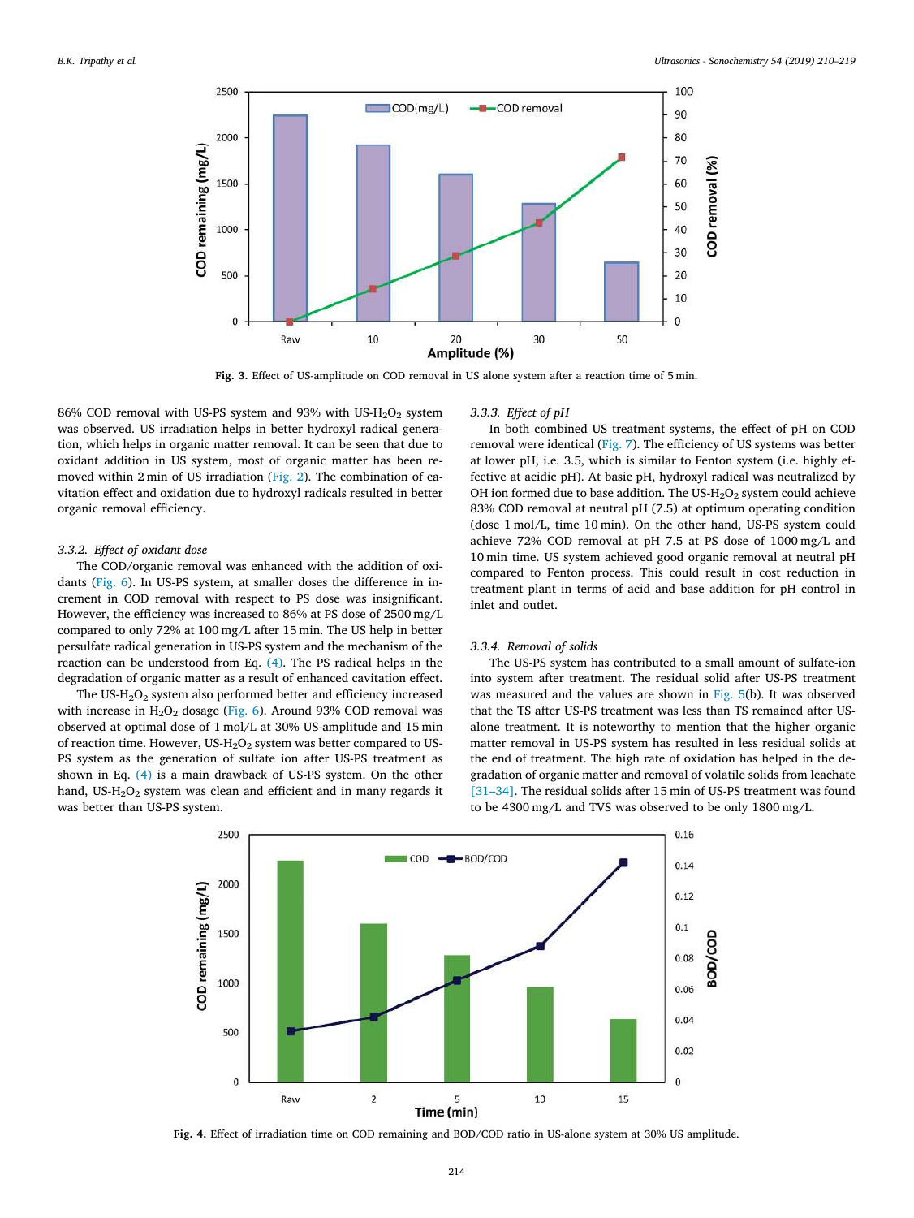Fig. 3. Effect of US-amplitude on COD removal in US alone system after a reaction time of 5 min.

86% COD removal with US-PS system and 93% with US-$H_2O_2$ system was observed. US irradiation helps in better hydroxyl radical generation, which helps in organic matter removal. It can be seen that due to oxidant addition in US system, most of organic matter has been removed within 2 min of US irradiation (Fig. 2). The combination of cavitation effect and oxidation due to hydroxyl radicals resulted in better organic removal efficiency.

#### 3.3.2. Effect of oxidant dose

The COD/organic removal was enhanced with the addition of oxidants (Fig. 6). In US-PS system, at smaller doses the difference in increment in COD removal with respect to PS dose was insignificant. However, the efficiency was increased to 86% at PS dose of 2500 mg/L compared to only 72% at 100 mg/L after 15 min. The US help in better persulfate radical generation in US-PS system and the mechanism of the reaction can be understood from Eq. (4). The PS radical helps in the degradation of organic matter as a result of enhanced cavitation effect.

The US-$H_2O_2$ system also performed better and efficiency increased with increase in $H_2O_2$ dosage (Fig. 6). Around 93% COD removal was observed at optimal dose of 1 mol/L at 30% US-amplitude and 15 min of reaction time. However, US-$H_2O_2$ system was better compared to US-PS system as the generation of sulfate ion after US-PS treatment as shown in Eq. (4) is a main drawback of US-PS system. On the other hand, US-$H_2O_2$ system was clean and efficient and in many regards it was better than US-PS system.

#### 3.3.3. Effect of pH

In both combined US treatment systems, the effect of pH on COD removal were identical (Fig. 7). The efficiency of US systems was better at lower pH, i.e. 3.5, which is similar to Fenton system (i.e. highly effective at acidic pH). At basic pH, hydroxyl radical was neutralized by OH ion formed due to base addition. The US-$H_2O_2$ system could achieve 83% COD removal at neutral pH (7.5) at optimum operating condition (dose 1 mol/L, time 10 min). On the other hand, US-PS system could achieve 72% COD removal at pH 7.5 at PS dose of 1000 mg/L and 10 min time. US system achieved good organic removal at neutral pH compared to Fenton process. This could result in cost reduction in treatment plant in terms of acid and base addition for pH control in inlet and outlet.

#### 3.3.4. Removal of solids

The US-PS system has contributed to a small amount of sulfate-ion into system after treatment. The residual solid after US-PS treatment was measured and the values are shown in Fig. 5(b). It was observed that the TS after US-PS treatment was less than TS remained after US-alone treatment. It is noteworthy to mention that the higher organic matter removal in US-PS system has resulted in less residual solids at the end of treatment. The high rate of oxidation has helped in the degradation of organic matter and removal of volatile solids from leachate [31–34]. The residual solids after 15 min of US-PS treatment was found to be 4300 mg/L and TVS was observed to be only 1800 mg/L.

Fig. 4. Effect of irradiation time on COD remaining and BOD/COD ratio in US-alone system at 30% US amplitude.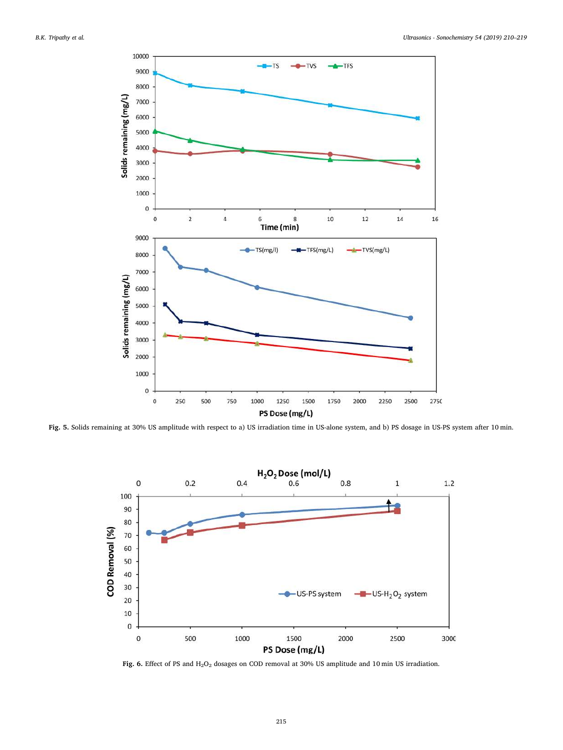**Fig. 5.** Solids remaining at 30% US amplitude with respect to a) US irradiation time in US-alone system, and b) PS dosage in US-PS system after 10 min.

**Fig. 6.** Effect of PS and $H_2O_2$ dosages on COD removal at 30% US amplitude and 10 min US irradiation.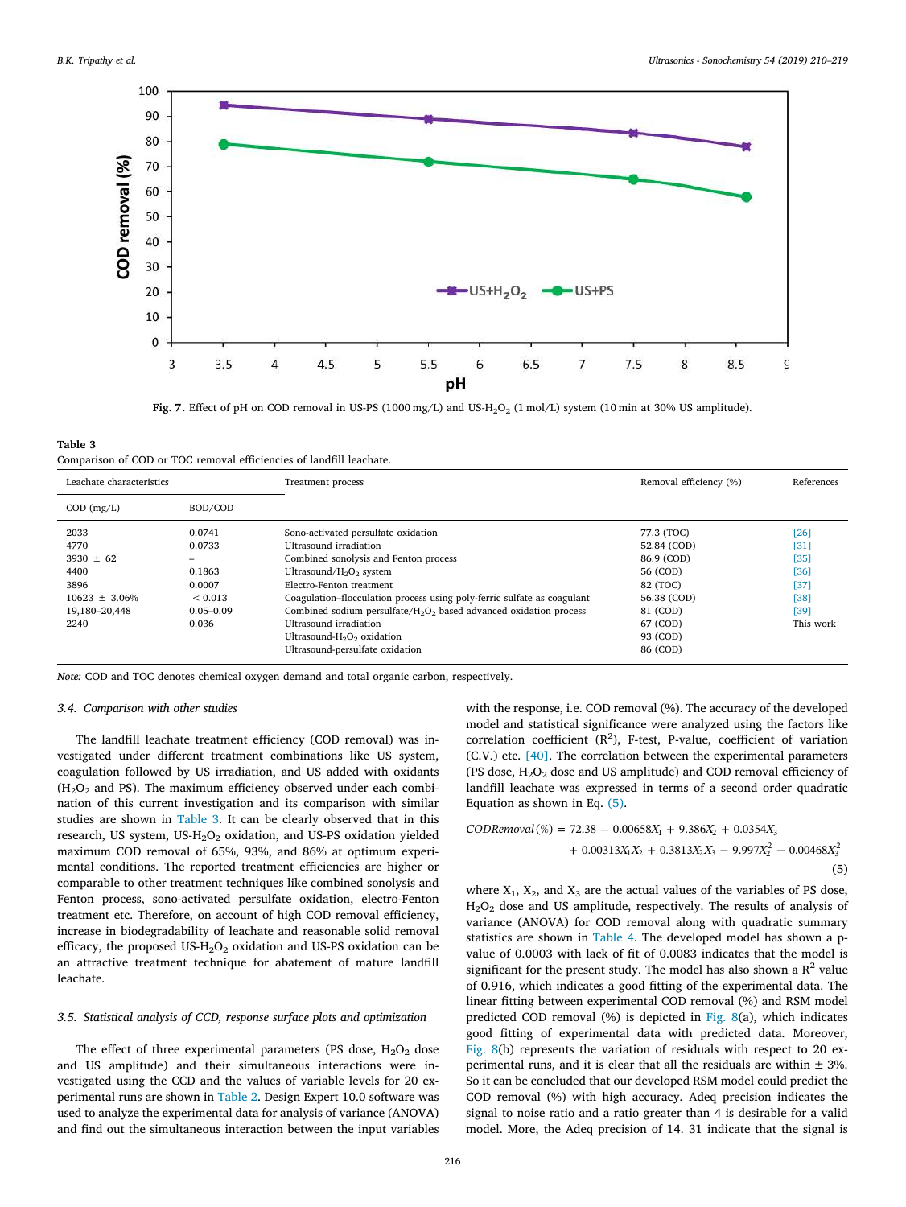Fig. 7. Effect of pH on COD removal in US-PS (1000 mg/L) and US-$H_2O_2$ (1 mol/L) system (10 min at 30% US amplitude).

**Table 3**
Comparison of COD or TOC removal efficiencies of landfill leachate.

| Leachate characteristics | | Treatment process | Removal efficiency (%) | References |
|---|---|---|---|---|
| COD (mg/L) | BOD/COD | | | |
| 2033 | 0.0741 | Sono-activated persulfate oxidation | 77.3 (TOC) | [26] |
| 4770 | 0.0733 | Ultrasound irradiation | 52.84 (COD) | [31] |
| 3930 ± 62 | – | Combined sonolysis and Fenton process | 86.9 (COD) | [35] |
| 4400 | 0.1863 | Ultrasound/$H_2O_2$ system | 56 (COD) | [36] |
| 3896 | 0.0007 | Electro-Fenton treatment | 82 (TOC) | [37] |
| 10623 ± 3.06% | < 0.013 | Coagulation–flocculation process using poly-ferric sulfate as coagulant | 56.38 (COD) | [38] |
| 19,180–20,448 | 0.05–0.09 | Combined sodium persulfate/$H_2O_2$ based advanced oxidation process | 81 (COD) | [39] |
| 2240 | 0.036 | Ultrasound irradiation | 67 (COD) | This work |
| | | Ultrasound-$H_2O_2$ oxidation | 93 (COD) | |
| | | Ultrasound-persulfate oxidation | 86 (COD) | |

*Note:* COD and TOC denotes chemical oxygen demand and total organic carbon, respectively.

### 3.4. Comparison with other studies

The landfill leachate treatment efficiency (COD removal) was investigated under different treatment combinations like US system, coagulation followed by US irradiation, and US added with oxidants ($H_2O_2$ and PS). The maximum efficiency observed under each combination of this current investigation and its comparison with similar studies are shown in Table 3. It can be clearly observed that in this research, US system, US-$H_2O_2$ oxidation, and US-PS oxidation yielded maximum COD removal of 65%, 93%, and 86% at optimum experimental conditions. The reported treatment efficiencies are higher or comparable to other treatment techniques like combined sonolysis and Fenton process, sono-activated persulfate oxidation, electro-Fenton treatment etc. Therefore, on account of high COD removal efficiency, increase in biodegradability of leachate and reasonable solid removal efficacy, the proposed US-$H_2O_2$ oxidation and US-PS oxidation can be an attractive treatment technique for abatement of mature landfill leachate.

### 3.5. Statistical analysis of CCD, response surface plots and optimization

The effect of three experimental parameters (PS dose, $H_2O_2$ dose and US amplitude) and their simultaneous interactions were investigated using the CCD and the values of variable levels for 20 experimental runs are shown in Table 2. Design Expert 10.0 software was used to analyze the experimental data for analysis of variance (ANOVA) and find out the simultaneous interaction between the input variables with the response, i.e. COD removal (%). The accuracy of the developed model and statistical significance were analyzed using the factors like correlation coefficient ($R^2$), F-test, P-value, coefficient of variation (C.V.) etc. [40]. The correlation between the experimental parameters (PS dose, $H_2O_2$ dose and US amplitude) and COD removal efficiency of landfill leachate was expressed in terms of a second order quadratic Equation as shown in Eq. (5).

$$\begin{aligned} CODRemoval(\%) = {} & 72.38 - 0.00658X_1 + 9.386X_2 + 0.0354X_3 \\ & + 0.00313X_1X_2 + 0.3813X_2X_3 - 9.997X_2^2 - 0.00468X_3^2 \end{aligned} \quad (5)$$

where $X_1$, $X_2$, and $X_3$ are the actual values of the variables of PS dose, $H_2O_2$ dose and US amplitude, respectively. The results of analysis of variance (ANOVA) for COD removal along with quadratic summary statistics are shown in Table 4. The developed model has shown a p-value of 0.0003 with lack of fit of 0.0083 indicates that the model is significant for the present study. The model has also shown a $R^2$ value of 0.916, which indicates a good fitting of the experimental data. The linear fitting between experimental COD removal (%) and RSM model predicted COD removal (%) is depicted in Fig. 8(a), which indicates good fitting of experimental data with predicted data. Moreover, Fig. 8(b) represents the variation of residuals with respect to 20 experimental runs, and it is clear that all the residuals are within ± 3%. So it can be concluded that our developed RSM model could predict the COD removal (%) with high accuracy. Adeq precision indicates the signal to noise ratio and a ratio greater than 4 is desirable for a valid model. More, the Adeq precision of 14. 31 indicate that the signal is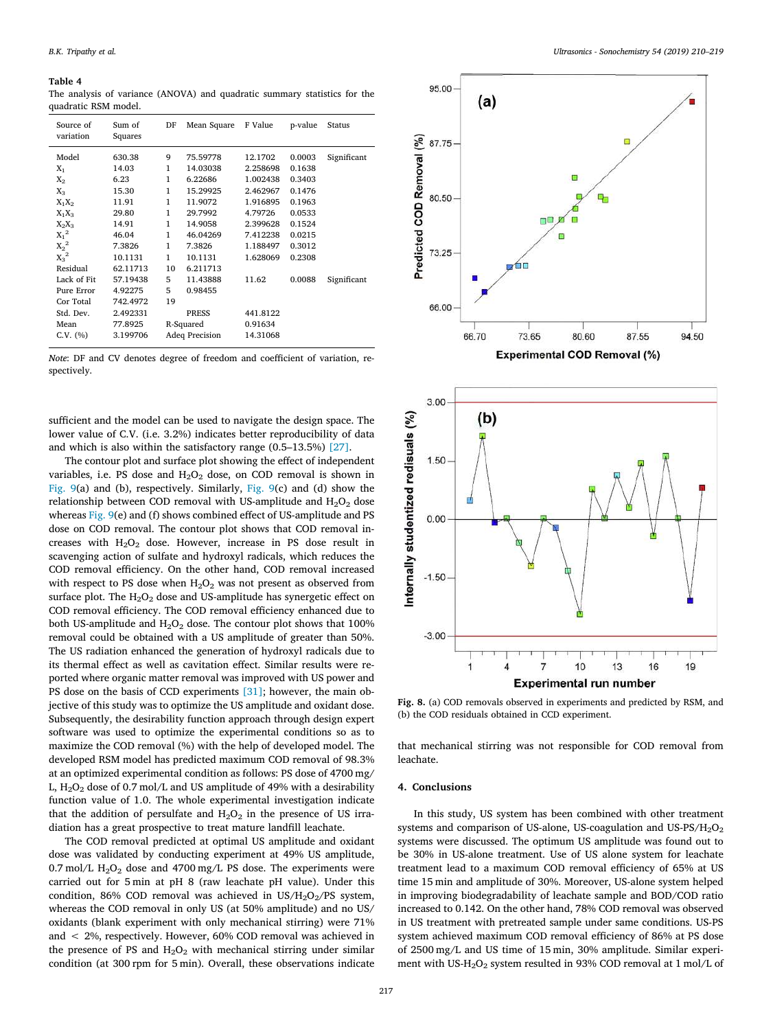**Table 4**
The analysis of variance (ANOVA) and quadratic summary statistics for the quadratic RSM model.

| Source of variation | Sum of Squares | DF | Mean Square | F Value | p-value | Status |
|---|---|---|---|---|---|---|
| Model | 630.38 | 9 | 75.59778 | 12.1702 | 0.0003 | Significant |
| $X_1$ | 14.03 | 1 | 14.03038 | 2.258698 | 0.1638 | |
| $X_2$ | 6.23 | 1 | 6.22686 | 1.002438 | 0.3403 | |
| $X_3$ | 15.30 | 1 | 15.29925 | 2.462967 | 0.1476 | |
| $X_1X_2$ | 11.91 | 1 | 11.9072 | 1.916895 | 0.1963 | |
| $X_1X_3$ | 29.80 | 1 | 29.7992 | 4.79726 | 0.0533 | |
| $X_2X_3$ | 14.91 | 1 | 14.9058 | 2.399628 | 0.1524 | |
| $X_1^2$ | 46.04 | 1 | 46.04269 | 7.412238 | 0.0215 | |
| $X_2^2$ | 7.3826 | 1 | 7.3826 | 1.188497 | 0.3012 | |
| $X_3^2$ | 10.1131 | 1 | 10.1131 | 1.628069 | 0.2308 | |
| Residual | 62.11713 | 10 | 6.211713 | | | |
| Lack of Fit | 57.19438 | 5 | 11.43888 | 11.62 | 0.0088 | Significant |
| Pure Error | 4.92275 | 5 | 0.98455 | | | |
| Cor Total | 742.4972 | 19 | | | | |
| Std. Dev. | 2.492331 | | PRESS | 441.8122 | | |
| Mean | 77.8925 | | R-Squared | 0.91634 | | |
| C.V. (%) | 3.199706 | | Adeq Precision | 14.31068 | | |

*Note*: DF and CV denotes degree of freedom and coefficient of variation, respectively.

sufficient and the model can be used to navigate the design space. The lower value of C.V. (i.e. 3.2%) indicates better reproducibility of data and which is also within the satisfactory range (0.5–13.5%) [27].

The contour plot and surface plot showing the effect of independent variables, i.e. PS dose and $H_2O_2$ dose, on COD removal is shown in Fig. 9(a) and (b), respectively. Similarly, Fig. 9(c) and (d) show the relationship between COD removal with US-amplitude and $H_2O_2$ dose whereas Fig. 9(e) and (f) shows combined effect of US-amplitude and PS dose on COD removal. The contour plot shows that COD removal increases with $H_2O_2$ dose. However, increase in PS dose result in scavenging action of sulfate and hydroxyl radicals, which reduces the COD removal efficiency. On the other hand, COD removal increased with respect to PS dose when $H_2O_2$ was not present as observed from surface plot. The $H_2O_2$ dose and US-amplitude has synergetic effect on COD removal efficiency. The COD removal efficiency enhanced due to both US-amplitude and $H_2O_2$ dose. The contour plot shows that 100% removal could be obtained with a US amplitude of greater than 50%. The US radiation enhanced the generation of hydroxyl radicals due to its thermal effect as well as cavitation effect. Similar results were reported where organic matter removal was improved with US power and PS dose on the basis of CCD experiments [31]; however, the main objective of this study was to optimize the US amplitude and oxidant dose. Subsequently, the desirability function approach through design expert software was used to optimize the experimental conditions so as to maximize the COD removal (%) with the help of developed model. The developed RSM model has predicted maximum COD removal of 98.3% at an optimized experimental condition as follows: PS dose of 4700 mg/L, $H_2O_2$ dose of 0.7 mol/L and US amplitude of 49% with a desirability function value of 1.0. The whole experimental investigation indicate that the addition of persulfate and $H_2O_2$ in the presence of US irradiation has a great prospective to treat mature landfill leachate.

The COD removal predicted at optimal US amplitude and oxidant dose was validated by conducting experiment at 49% US amplitude, 0.7 mol/L $H_2O_2$ dose and 4700 mg/L PS dose. The experiments were carried out for 5 min at pH 8 (raw leachate pH value). Under this condition, 86% COD removal was achieved in US/$H_2O_2$/PS system, whereas the COD removal in only US (at 50% amplitude) and no US/oxidants (blank experiment with only mechanical stirring) were 71% and < 2%, respectively. However, 60% COD removal was achieved in the presence of PS and $H_2O_2$ with mechanical stirring under similar condition (at 300 rpm for 5 min). Overall, these observations indicate that mechanical stirring was not responsible for COD removal from leachate.

Fig. 8. (a) COD removals observed in experiments and predicted by RSM, and (b) the COD residuals obtained in CCD experiment.

## 4. Conclusions

In this study, US system has been combined with other treatment systems and comparison of US-alone, US-coagulation and US-PS/$H_2O_2$ systems were discussed. The optimum US amplitude was found out to be 30% in US-alone treatment. Use of US alone system for leachate treatment lead to a maximum COD removal efficiency of 65% at US time 15 min and amplitude of 30%. Moreover, US-alone system helped in improving biodegradability of leachate sample and BOD/COD ratio increased to 0.142. On the other hand, 78% COD removal was observed in US treatment with pretreated sample under same conditions. US-PS system achieved maximum COD removal efficiency of 86% at PS dose of 2500 mg/L and US time of 15 min, 30% amplitude. Similar experiment with US-$H_2O_2$ system resulted in 93% COD removal at 1 mol/L of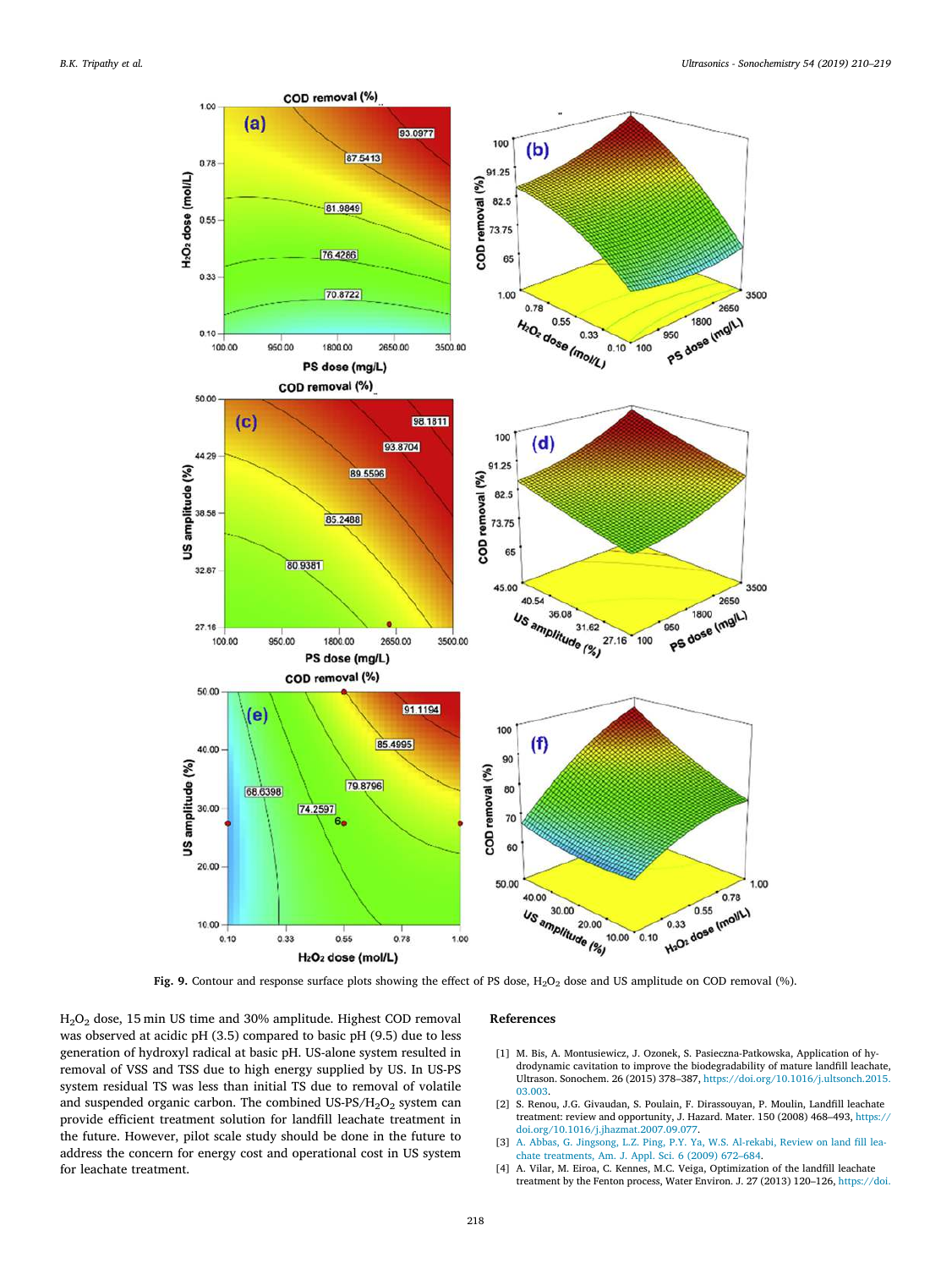Fig. 9. Contour and response surface plots showing the effect of PS dose, $H_2O_2$ dose and US amplitude on COD removal (%).

$H_2O_2$ dose, 15 min US time and 30% amplitude. Highest COD removal was observed at acidic pH (3.5) compared to basic pH (9.5) due to less generation of hydroxyl radical at basic pH. US-alone system resulted in removal of VSS and TSS due to high energy supplied by US. In US-PS system residual TS was less than initial TS due to removal of volatile and suspended organic carbon. The combined US-PS/$H_2O_2$ system can provide efficient treatment solution for landfill leachate treatment in the future. However, pilot scale study should be done in the future to address the concern for energy cost and operational cost in US system for leachate treatment.

## References

[1] M. Bis, A. Montusiewicz, J. Ozonek, S. Pasieczna-Patkowska, Application of hydrodynamic cavitation to improve the biodegradability of mature landfill leachate, Ultrason. Sonochem. 26 (2015) 378–387, https://doi.org/10.1016/j.ultsonch.2015.03.003.

[2] S. Renou, J.G. Givaudan, S. Poulain, F. Dirassouyan, P. Moulin, Landfill leachate treatment: review and opportunity, J. Hazard. Mater. 150 (2008) 468–493, https://doi.org/10.1016/j.jhazmat.2007.09.077.

[3] A. Abbas, G. Jingsong, L.Z. Ping, P.Y. Ya, W.S. Al-rekabi, Review on land fill leachate treatments, Am. J. Appl. Sci. 6 (2009) 672–684.

[4] A. Vilar, M. Eiroa, C. Kennes, M.C. Veiga, Optimization of the landfill leachate treatment by the Fenton process, Water Environ. J. 27 (2013) 120–126, https://doi.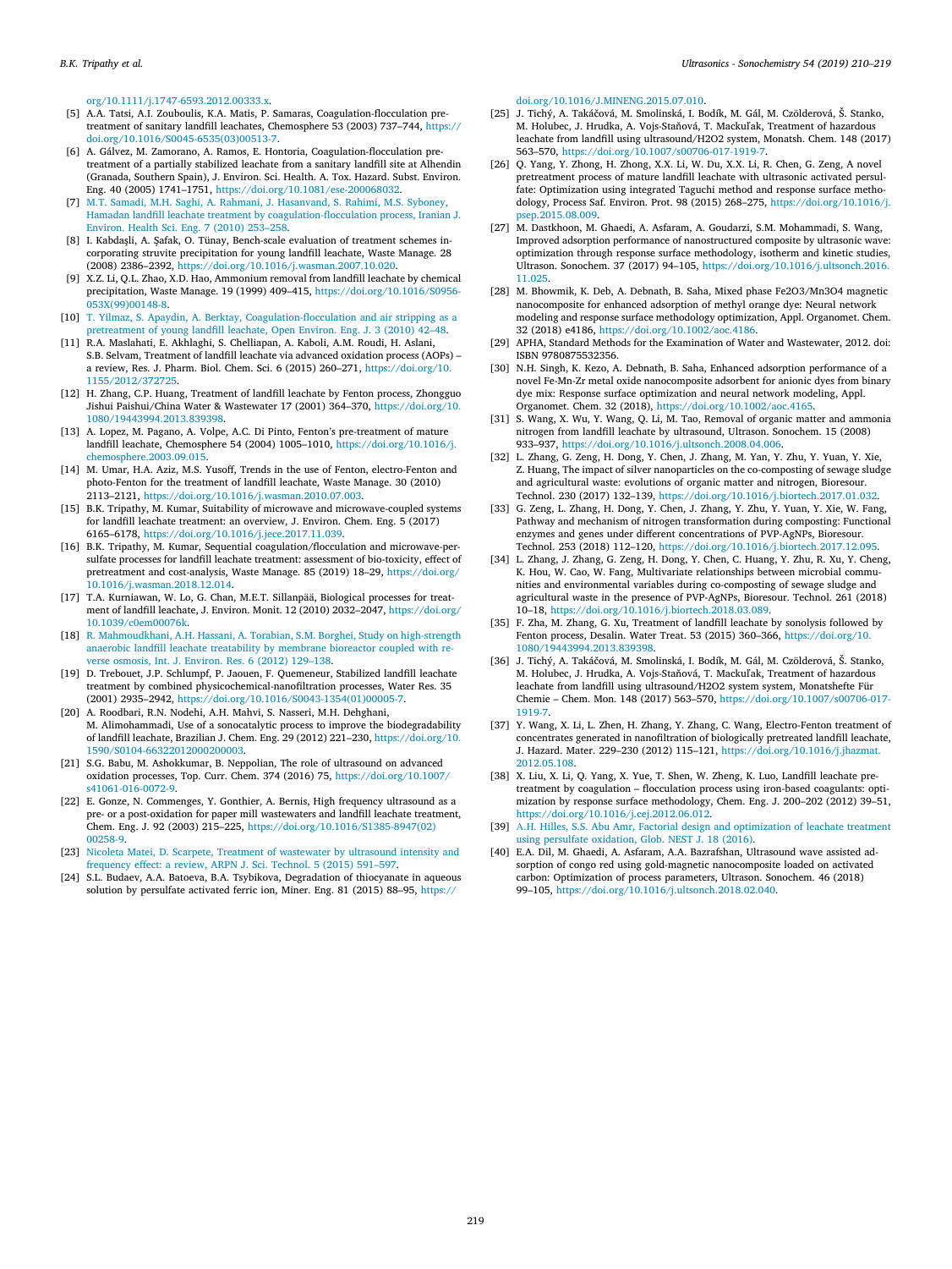org/10.1111/j.1747-6593.2012.00333.x.

[5] A.A. Tatsi, A.I. Zouboulis, K.A. Matis, P. Samaras, Coagulation-flocculation pretreatment of sanitary landfill leachates, Chemosphere 53 (2003) 737–744, https://doi.org/10.1016/S0045-6535(03)00513-7.

[6] A. Gálvez, M. Zamorano, A. Ramos, E. Hontoria, Coagulation-flocculation pretreatment of a partially stabilized leachate from a sanitary landfill site at Alhendin (Granada, Southern Spain), J. Environ. Sci. Health. A. Tox. Hazard. Subst. Environ. Eng. 40 (2005) 1741–1751, https://doi.org/10.1081/ese-200068032.

[7] M.T. Samadi, M.H. Saghi, A. Rahmani, J. Hasanvand, S. Rahimi, M.S. Syboney, Hamadan landfill leachate treatment by coagulation-flocculation process, Iranian J. Environ. Health Sci. Eng. 7 (2010) 253–258.

[8] I. Kabdaşli, A. Şafak, O. Tünay, Bench-scale evaluation of treatment schemes incorporating struvite precipitation for young landfill leachate, Waste Manage. 28 (2008) 2386–2392, https://doi.org/10.1016/j.wasman.2007.10.020.

[9] X.Z. Li, Q.L. Zhao, X.D. Hao, Ammonium removal from landfill leachate by chemical precipitation, Waste Manage. 19 (1999) 409–415, https://doi.org/10.1016/S0956-053X(99)00148-8.

[10] T. Yilmaz, S. Apaydin, A. Berktay, Coagulation-flocculation and air stripping as a pretreatment of young landfill leachate, Open Environ. Eng. J. 3 (2010) 42–48.

[11] R.A. Maslahati, E. Akhlaghi, S. Chelliapan, A. Kaboli, A.M. Roudi, H. Aslani, S.B. Selvam, Treatment of landfill leachate via advanced oxidation process (AOPs) – a review, Res. J. Pharm. Biol. Chem. Sci. 6 (2015) 260–271, https://doi.org/10.1155/2012/372725.

[12] H. Zhang, C.P. Huang, Treatment of landfill leachate by Fenton process, Zhongguo Jishui Paishui/China Water & Wastewater 17 (2001) 364–370, https://doi.org/10.1080/19443994.2013.839398.

[13] A. Lopez, M. Pagano, A. Volpe, A.C. Di Pinto, Fenton's pre-treatment of mature landfill leachate, Chemosphere 54 (2004) 1005–1010, https://doi.org/10.1016/j.chemosphere.2003.09.015.

[14] M. Umar, H.A. Aziz, M.S. Yusoff, Trends in the use of Fenton, electro-Fenton and photo-Fenton for the treatment of landfill leachate, Waste Manage. 30 (2010) 2113–2121, https://doi.org/10.1016/j.wasman.2010.07.003.

[15] B.K. Tripathy, M. Kumar, Suitability of microwave and microwave-coupled systems for landfill leachate treatment: an overview, J. Environ. Chem. Eng. 5 (2017) 6165–6178, https://doi.org/10.1016/j.jece.2017.11.039.

[16] B.K. Tripathy, M. Kumar, Sequential coagulation/flocculation and microwave-persulfate processes for landfill leachate treatment: assessment of bio-toxicity, effect of pretreatment and cost-analysis, Waste Manage. 85 (2019) 18–29, https://doi.org/10.1016/j.wasman.2018.12.014.

[17] T.A. Kurniawan, W. Lo, G. Chan, M.E.T. Sillanpää, Biological processes for treatment of landfill leachate, J. Environ. Monit. 12 (2010) 2032–2047, https://doi.org/10.1039/c0em00076k.

[18] R. Mahmoudkhani, A.H. Hassani, A. Torabian, S.M. Borghei, Study on high-strength anaerobic landfill leachate treatability by membrane bioreactor coupled with reverse osmosis, Int. J. Environ. Res. 6 (2012) 129–138.

[19] D. Trebouet, J.P. Schlumpf, P. Jaouen, F. Quemeneur, Stabilized landfill leachate treatment by combined physicochemical-nanofiltration processes, Water Res. 35 (2001) 2935–2942, https://doi.org/10.1016/S0043-1354(01)00005-7.

[20] A. Roodbari, R.N. Nodehi, A.H. Mahvi, S. Nasseri, M.H. Dehghani, M. Alimohammadi, Use of a sonocatalytic process to improve the biodegradability of landfill leachate, Brazilian J. Chem. Eng. 29 (2012) 221–230, https://doi.org/10.1590/S0104-66322012000200003.

[21] S.G. Babu, M. Ashokkumar, B. Neppolian, The role of ultrasound on advanced oxidation processes, Top. Curr. Chem. 374 (2016) 75, https://doi.org/10.1007/s41061-016-0072-9.

[22] E. Gonze, N. Commenges, Y. Gonthier, A. Bernis, High frequency ultrasound as a pre- or a post-oxidation for paper mill wastewaters and landfill leachate treatment, Chem. Eng. J. 92 (2003) 215–225, https://doi.org/10.1016/S1385-8947(02)00258-9.

[23] Nicoleta Matei, D. Scarpete, Treatment of wastewater by ultrasound intensity and frequency effect: a review, ARPN J. Sci. Technol. 5 (2015) 591–597.

[24] S.L. Budaev, A.A. Batoeva, B.A. Tsybikova, Degradation of thiocyanate in aqueous solution by persulfate activated ferric ion, Miner. Eng. 81 (2015) 88–95, https://doi.org/10.1016/J.MINENG.2015.07.010.

[25] J. Tichý, A. Takáčová, M. Smolinská, I. Bodík, M. Gál, M. Czölderová, Š. Stanko, M. Holubec, J. Hrudka, A. Vojs-Staňová, T. Mackuľak, Treatment of hazardous leachate from landfill using ultrasound/H2O2 system, Monatsh. Chem. 148 (2017) 563–570, https://doi.org/10.1007/s00706-017-1919-7.

[26] Q. Yang, Y. Zhong, H. Zhong, X.X. Li, W. Du, X.X. Li, R. Chen, G. Zeng, A novel pretreatment process of mature landfill leachate with ultrasonic activated persulfate: Optimization using integrated Taguchi method and response surface methodology, Process Saf. Environ. Prot. 98 (2015) 268–275, https://doi.org/10.1016/j.psep.2015.08.009.

[27] M. Dastkhoon, M. Ghaedi, A. Asfaram, A. Goudarzi, S.M. Mohammadi, S. Wang, Improved adsorption performance of nanostructured composite by ultrasonic wave: optimization through response surface methodology, isotherm and kinetic studies, Ultrason. Sonochem. 37 (2017) 94–105, https://doi.org/10.1016/j.ultsonch.2016.11.025.

[28] M. Bhowmik, K. Deb, A. Debnath, B. Saha, Mixed phase Fe2O3/Mn3O4 magnetic nanocomposite for enhanced adsorption of methyl orange dye: Neural network modeling and response surface methodology optimization, Appl. Organomet. Chem. 32 (2018) e4186, https://doi.org/10.1002/aoc.4186.

[29] APHA, Standard Methods for the Examination of Water and Wastewater, 2012. doi: ISBN 9780875532356.

[30] N.H. Singh, K. Kezo, A. Debnath, B. Saha, Enhanced adsorption performance of a novel Fe-Mn-Zr metal oxide nanocomposite adsorbent for anionic dyes from binary dye mix: Response surface optimization and neural network modeling, Appl. Organomet. Chem. 32 (2018), https://doi.org/10.1002/aoc.4165.

[31] S. Wang, X. Wu, Y. Wang, Q. Li, M. Tao, Removal of organic matter and ammonia nitrogen from landfill leachate by ultrasound, Ultrason. Sonochem. 15 (2008) 933–937, https://doi.org/10.1016/j.ultsonch.2008.04.006.

[32] L. Zhang, G. Zeng, H. Dong, Y. Chen, J. Zhang, M. Yan, Y. Zhu, Y. Yuan, Y. Xie, Z. Huang, The impact of silver nanoparticles on the co-composting of sewage sludge and agricultural waste: evolutions of organic matter and nitrogen, Bioresour. Technol. 230 (2017) 132–139, https://doi.org/10.1016/j.biortech.2017.01.032.

[33] G. Zeng, L. Zhang, H. Dong, Y. Chen, J. Zhang, Y. Zhu, Y. Yuan, Y. Xie, W. Fang, Pathway and mechanism of nitrogen transformation during composting: Functional enzymes and genes under different concentrations of PVP-AgNPs, Bioresour. Technol. 253 (2018) 112–120, https://doi.org/10.1016/j.biortech.2017.12.095.

[34] L. Zhang, J. Zhang, G. Zeng, H. Dong, Y. Chen, C. Huang, Y. Zhu, R. Xu, Y. Cheng, K. Hou, W. Cao, W. Fang, Multivariate relationships between microbial communities and environmental variables during co-composting of sewage sludge and agricultural waste in the presence of PVP-AgNPs, Bioresour. Technol. 261 (2018) 10–18, https://doi.org/10.1016/j.biortech.2018.03.089.

[35] F. Zha, M. Zhang, G. Xu, Treatment of landfill leachate by sonolysis followed by Fenton process, Desalin. Water Treat. 53 (2015) 360–366, https://doi.org/10.1080/19443994.2013.839398.

[36] J. Tichý, A. Takáčová, M. Smolinská, I. Bodík, M. Gál, M. Czölderová, Š. Stanko, M. Holubec, J. Hrudka, A. Vojs-Staňová, T. Mackuľak, Treatment of hazardous leachate from landfill using ultrasound/H2O2 system system, Monatshefte Für Chemie – Chem. Mon. 148 (2017) 563–570, https://doi.org/10.1007/s00706-017-1919-7.

[37] Y. Wang, X. Li, L. Zhen, H. Zhang, Y. Zhang, C. Wang, Electro-Fenton treatment of concentrates generated in nanofiltration of biologically pretreated landfill leachate, J. Hazard. Mater. 229–230 (2012) 115–121, https://doi.org/10.1016/j.jhazmat.2012.05.108.

[38] X. Liu, X. Li, Q. Yang, X. Yue, T. Shen, W. Zheng, K. Luo, Landfill leachate pretreatment by coagulation – flocculation process using iron-based coagulants: optimization by response surface methodology, Chem. Eng. J. 200–202 (2012) 39–51, https://doi.org/10.1016/j.cej.2012.06.012.

[39] A.H. Hilles, S.S. Abu Amr, Factorial design and optimization of leachate treatment using persulfate oxidation, Glob. NEST J. 18 (2016).

[40] E.A. Dil, M. Ghaedi, A. Asfaram, A.A. Bazrafshan, Ultrasound wave assisted adsorption of congo red using gold-magnetic nanocomposite loaded on activated carbon: Optimization of process parameters, Ultrason. Sonochem. 46 (2018) 99–105, https://doi.org/10.1016/j.ultsonch.2018.02.040.